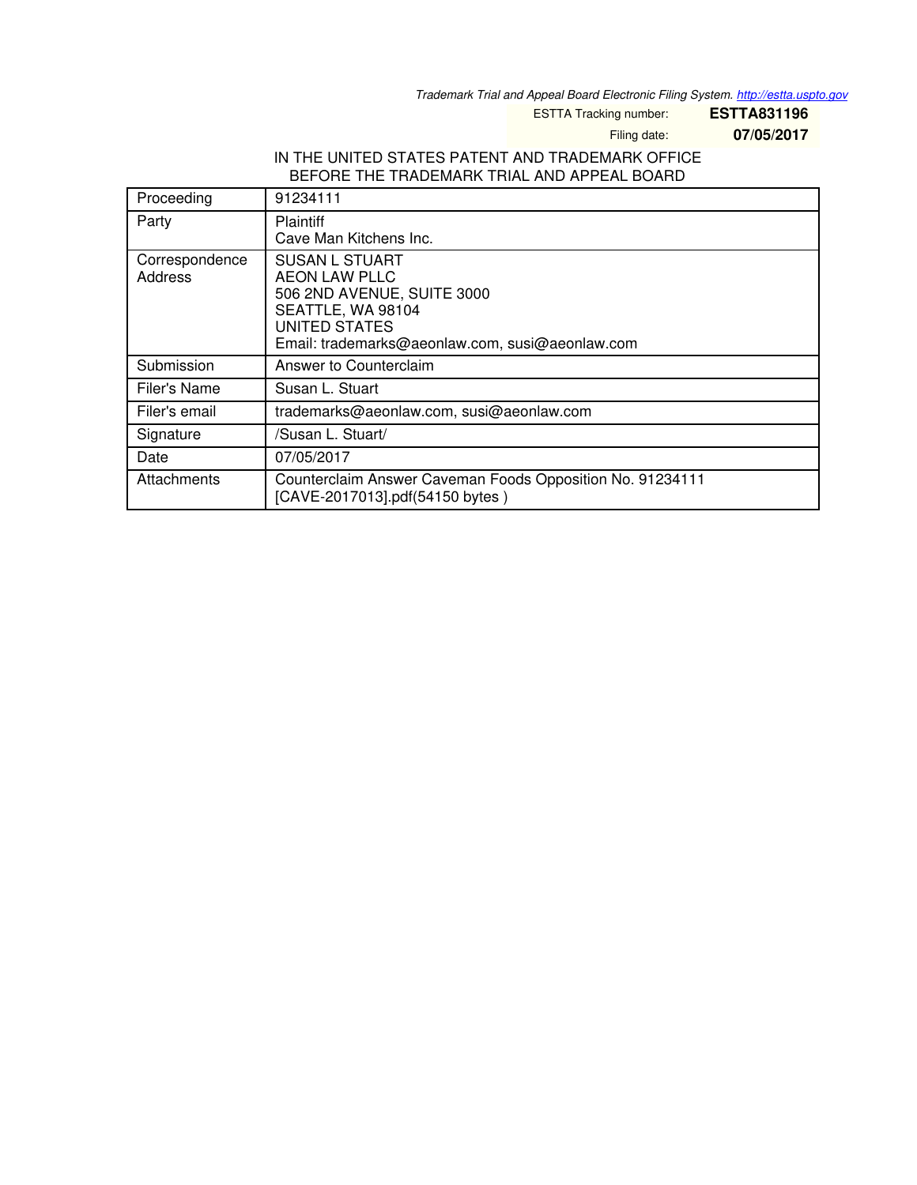Trademark Trial and Appeal Board Electronic Filing System. http://estta.uspto.gov

ESTTA Tracking number: **ESTTA831196**

Filing date: **07/05/2017**

IN THE UNITED STATES PATENT AND TRADEMARK OFFICE
BEFORE THE TRADEMARK TRIAL AND APPEAL BOARD

| Proceeding | 91234111 |
|---|---|
| Party | Plaintiff<br>Cave Man Kitchens Inc. |
| Correspondence Address | SUSAN L STUART<br>AEON LAW PLLC<br>506 2ND AVENUE, SUITE 3000<br>SEATTLE, WA 98104<br>UNITED STATES<br>Email: trademarks@aeonlaw.com, susi@aeonlaw.com |
| Submission | Answer to Counterclaim |
| Filer's Name | Susan L. Stuart |
| Filer's email | trademarks@aeonlaw.com, susi@aeonlaw.com |
| Signature | /Susan L. Stuart/ |
| Date | 07/05/2017 |
| Attachments | Counterclaim Answer Caveman Foods Opposition No. 91234111 [CAVE-2017013].pdf(54150 bytes ) |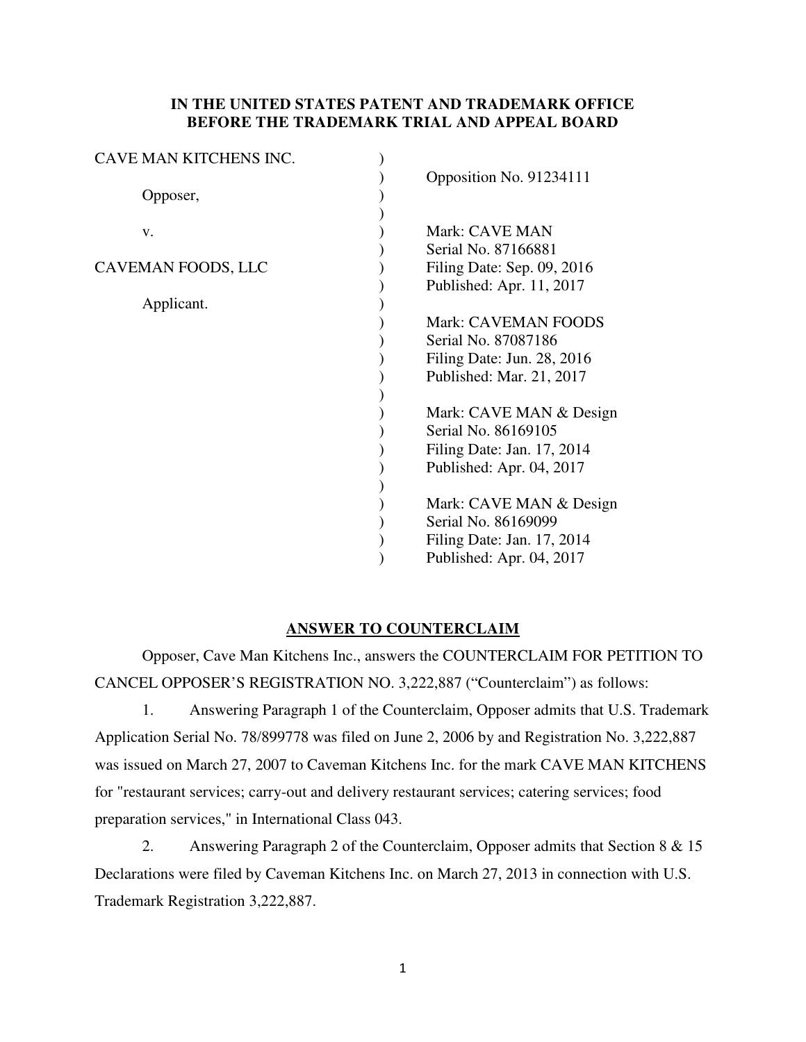**IN THE UNITED STATES PATENT AND TRADEMARK OFFICE**
**BEFORE THE TRADEMARK TRIAL AND APPEAL BOARD**

| | | |
|---|---|---|
| CAVE MAN KITCHENS INC. | ) | |
| | ) | Opposition No. 91234111 |
| Opposer, | ) | |
| | ) | |
| v. | ) | Mark: CAVE MAN |
| | ) | Serial No. 87166881 |
| CAVEMAN FOODS, LLC | ) | Filing Date: Sep. 09, 2016 |
| | ) | Published: Apr. 11, 2017 |
| Applicant. | ) | |
| | ) | Mark: CAVEMAN FOODS |
| | ) | Serial No. 87087186 |
| | ) | Filing Date: Jun. 28, 2016 |
| | ) | Published: Mar. 21, 2017 |
| | ) | |
| | ) | Mark: CAVE MAN & Design |
| | ) | Serial No. 86169105 |
| | ) | Filing Date: Jan. 17, 2014 |
| | ) | Published: Apr. 04, 2017 |
| | ) | |
| | ) | Mark: CAVE MAN & Design |
| | ) | Serial No. 86169099 |
| | ) | Filing Date: Jan. 17, 2014 |
| | ) | Published: Apr. 04, 2017 |

## ANSWER TO COUNTERCLAIM

Opposer, Cave Man Kitchens Inc., answers the COUNTERCLAIM FOR PETITION TO CANCEL OPPOSER'S REGISTRATION NO. 3,222,887 ("Counterclaim") as follows:

1. Answering Paragraph 1 of the Counterclaim, Opposer admits that U.S. Trademark Application Serial No. 78/899778 was filed on June 2, 2006 by and Registration No. 3,222,887 was issued on March 27, 2007 to Caveman Kitchens Inc. for the mark CAVE MAN KITCHENS for "restaurant services; carry-out and delivery restaurant services; catering services; food preparation services," in International Class 043.

2. Answering Paragraph 2 of the Counterclaim, Opposer admits that Section 8 & 15 Declarations were filed by Caveman Kitchens Inc. on March 27, 2013 in connection with U.S. Trademark Registration 3,222,887.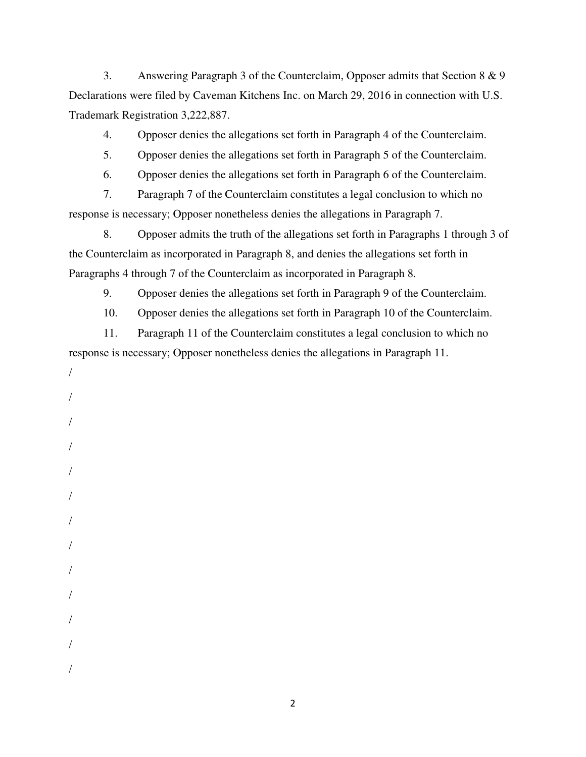3. Answering Paragraph 3 of the Counterclaim, Opposer admits that Section 8 & 9 Declarations were filed by Caveman Kitchens Inc. on March 29, 2016 in connection with U.S. Trademark Registration 3,222,887.

4. Opposer denies the allegations set forth in Paragraph 4 of the Counterclaim.

5. Opposer denies the allegations set forth in Paragraph 5 of the Counterclaim.

6. Opposer denies the allegations set forth in Paragraph 6 of the Counterclaim.

7. Paragraph 7 of the Counterclaim constitutes a legal conclusion to which no response is necessary; Opposer nonetheless denies the allegations in Paragraph 7.

8. Opposer admits the truth of the allegations set forth in Paragraphs 1 through 3 of the Counterclaim as incorporated in Paragraph 8, and denies the allegations set forth in Paragraphs 4 through 7 of the Counterclaim as incorporated in Paragraph 8.

9. Opposer denies the allegations set forth in Paragraph 9 of the Counterclaim.

10. Opposer denies the allegations set forth in Paragraph 10 of the Counterclaim.

11. Paragraph 11 of the Counterclaim constitutes a legal conclusion to which no response is necessary; Opposer nonetheless denies the allegations in Paragraph 11.

/

/

/

/

/

/

/

/

/

/

/

/

/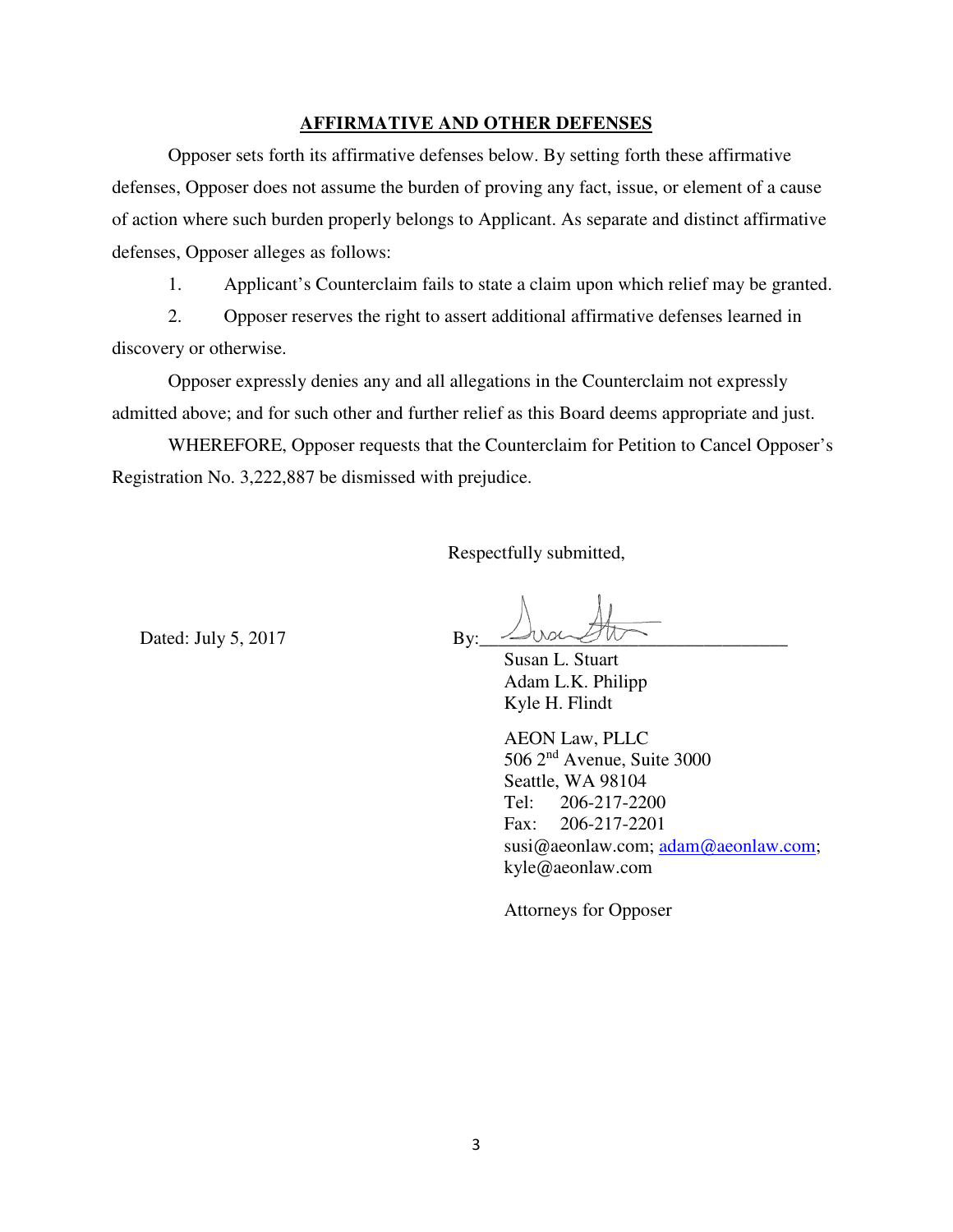## AFFIRMATIVE AND OTHER DEFENSES

Opposer sets forth its affirmative defenses below. By setting forth these affirmative defenses, Opposer does not assume the burden of proving any fact, issue, or element of a cause of action where such burden properly belongs to Applicant. As separate and distinct affirmative defenses, Opposer alleges as follows:

1. Applicant's Counterclaim fails to state a claim upon which relief may be granted.
2. Opposer reserves the right to assert additional affirmative defenses learned in discovery or otherwise.

Opposer expressly denies any and all allegations in the Counterclaim not expressly admitted above; and for such other and further relief as this Board deems appropriate and just.

WHEREFORE, Opposer requests that the Counterclaim for Petition to Cancel Opposer's Registration No. 3,222,887 be dismissed with prejudice.

Respectfully submitted,

Dated: July 5, 2017

By: ______________________________

Susan L. Stuart
Adam L.K. Philipp
Kyle H. Flindt

AEON Law, PLLC
506 2nd Avenue, Suite 3000
Seattle, WA 98104
Tel: 206-217-2200
Fax: 206-217-2201
susi@aeonlaw.com; adam@aeonlaw.com;
kyle@aeonlaw.com

Attorneys for Opposer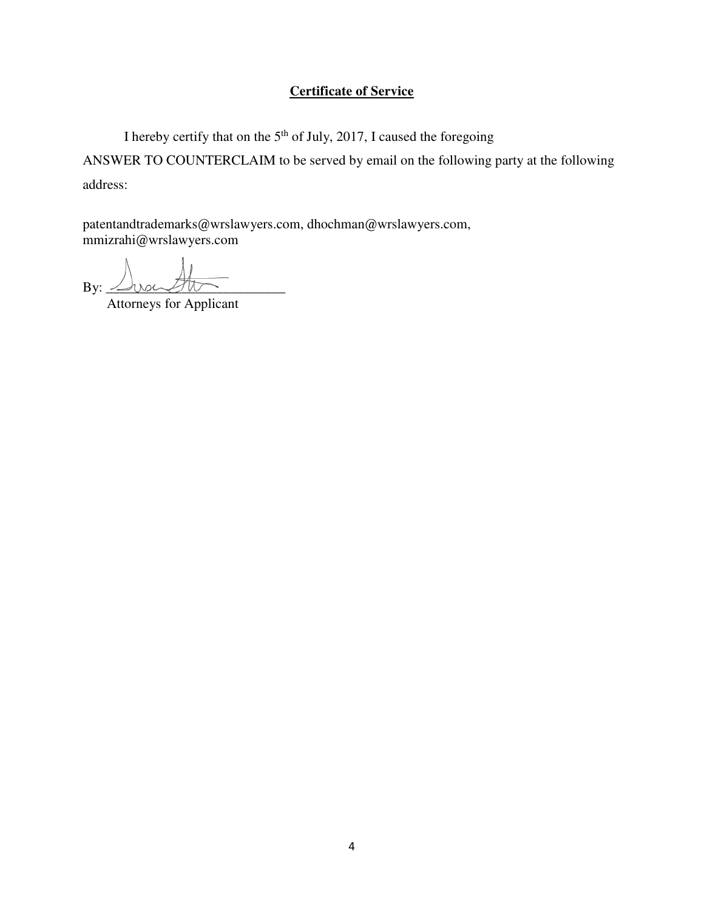**Certificate of Service**

I hereby certify that on the 5th of July, 2017, I caused the foregoing ANSWER TO COUNTERCLAIM to be served by email on the following party at the following address:

patentandtrademarks@wrslawyers.com, dhochman@wrslawyers.com, mmizrahi@wrslawyers.com

By: ________________________
Attorneys for Applicant